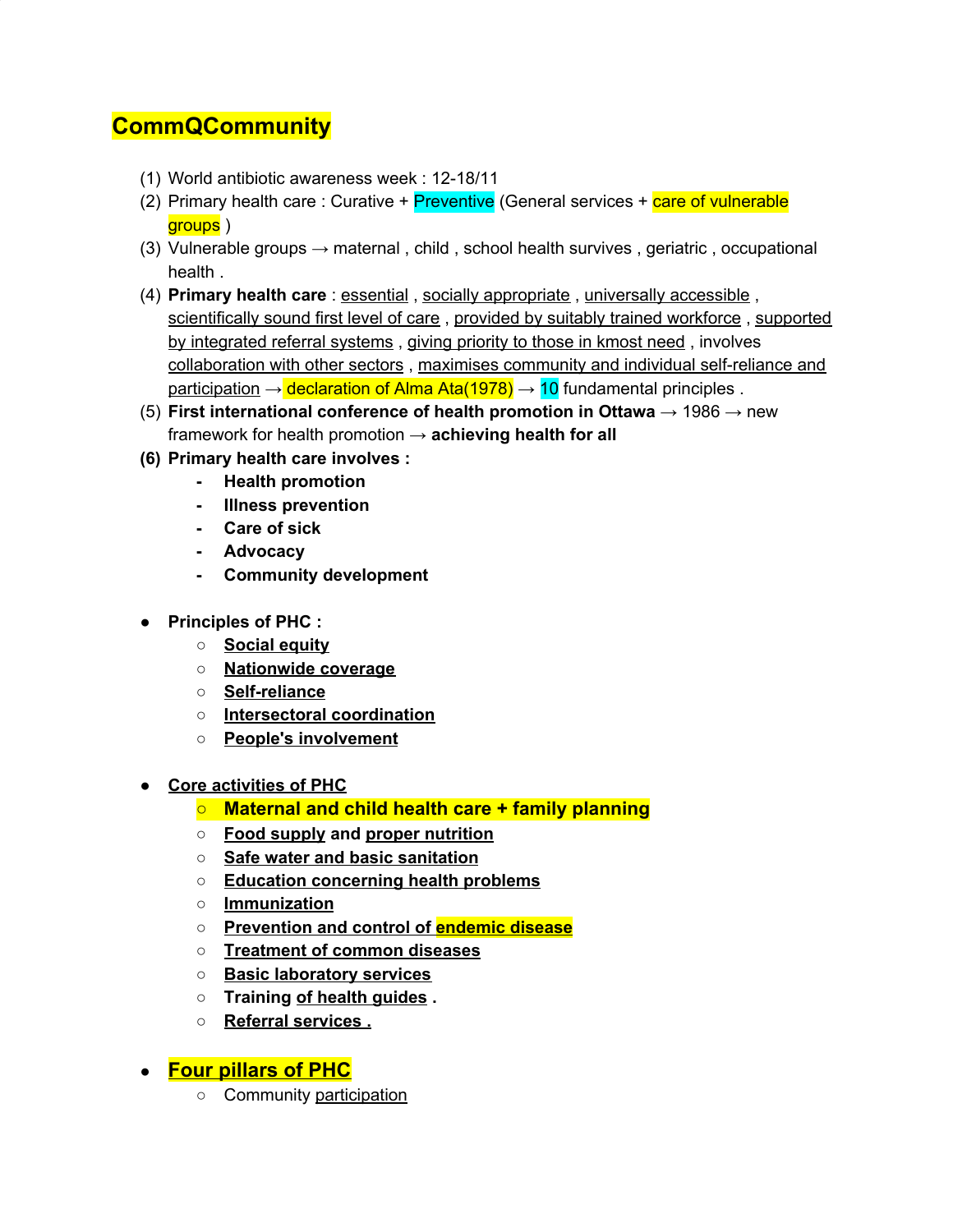# CommQCommunity

1. World antibiotic awareness week : 12-18/11
2. Primary health care : Curative + Preventive (General services + care of vulnerable groups )
3. Vulnerable groups → maternal , child , school health survives , geriatric , occupational health .
4. **Primary health care** : essential , socially appropriate , universally accessible , scientifically sound first level of care , provided by suitably trained workforce , supported by integrated referral systems , giving priority to those in kmost need , involves collaboration with other sectors , maximises community and individual self-reliance and participation → declaration of Alma Ata(1978) → 10 fundamental principles .
5. **First international conference of health promotion in Ottawa** → 1986 → new framework for health promotion → **achieving health for all**
6. **Primary health care involves :**
   - **Health promotion**
   - **Illness prevention**
   - **Care of sick**
   - **Advocacy**
   - **Community development**

- **Principles of PHC :**
  - **Social equity**
  - **Nationwide coverage**
  - **Self-reliance**
  - **Intersectoral coordination**
  - **People's involvement**

- **Core activities of PHC**
  - **Maternal and child health care + family planning**
  - **Food supply and proper nutrition**
  - **Safe water and basic sanitation**
  - **Education concerning health problems**
  - **Immunization**
  - **Prevention and control of endemic disease**
  - **Treatment of common diseases**
  - **Basic laboratory services**
  - **Training of health guides .**
  - **Referral services .**

- **Four pillars of PHC**
  - Community participation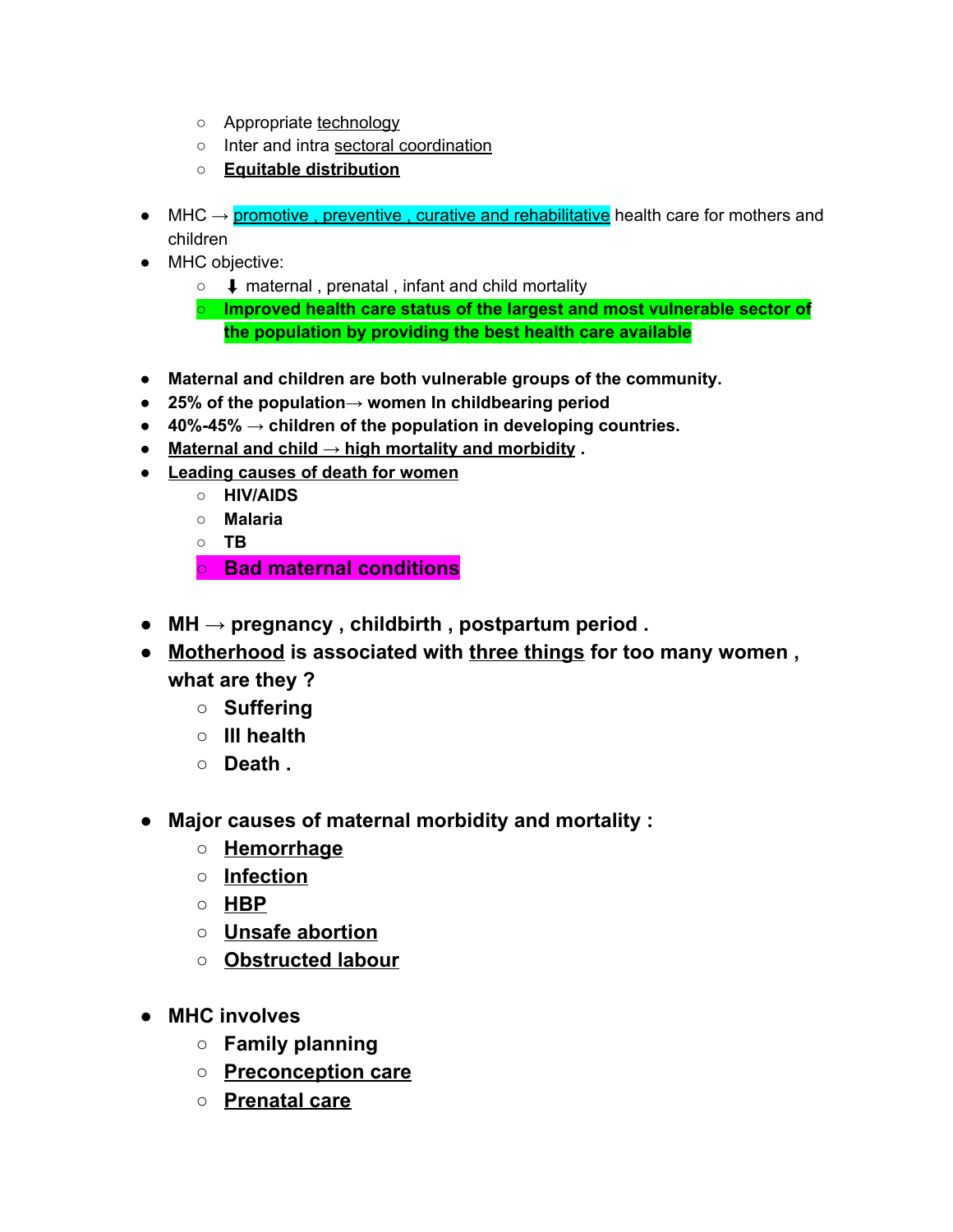- Appropriate technology
- Inter and intra sectoral coordination
- **Equitable distribution**

- MHC → promotive , preventive , curative and rehabilitative health care for mothers and children
- MHC objective:
  - ⬇ maternal , prenatal , infant and child mortality
  - **Improved health care status of the largest and most vulnerable sector of the population by providing the best health care available**

- **Maternal and children are both vulnerable groups of the community.**
- **25% of the population→ women In childbearing period**
- **40%-45% → children of the population in developing countries.**
- **Maternal and child → high mortality and morbidity .**
- **Leading causes of death for women**
  - **HIV/AIDS**
  - **Malaria**
  - **TB**
  - **Bad maternal conditions**

- **MH → pregnancy , childbirth , postpartum period .**
- **Motherhood is associated with three things for too many women , what are they ?**
  - **Suffering**
  - **Ill health**
  - **Death .**

- **Major causes of maternal morbidity and mortality :**
  - **Hemorrhage**
  - **Infection**
  - **HBP**
  - **Unsafe abortion**
  - **Obstructed labour**

- **MHC involves**
  - **Family planning**
  - **Preconception care**
  - **Prenatal care**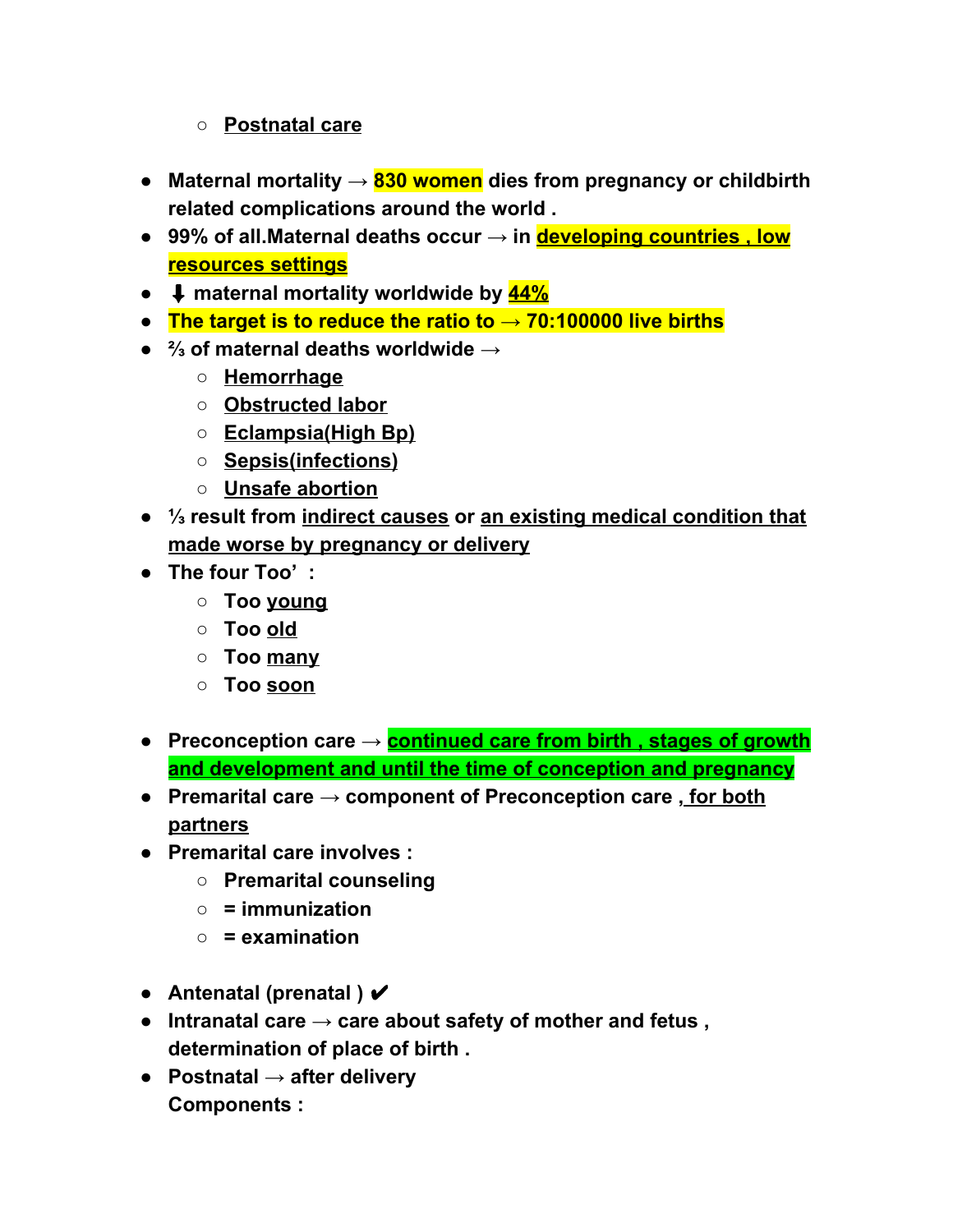- **Postnatal care**

- **Maternal mortality → 830 women dies from pregnancy or childbirth related complications around the world .**
- **99% of all.Maternal deaths occur → in developing countries , low resources settings**
- **⬇ maternal mortality worldwide by 44%**
- **The target is to reduce the ratio to → 70:100000 live births**
- **⅔ of maternal deaths worldwide →**
  - **Hemorrhage**
  - **Obstructed labor**
  - **Eclampsia(High Bp)**
  - **Sepsis(infections)**
  - **Unsafe abortion**
- **⅓ result from indirect causes or an existing medical condition that made worse by pregnancy or delivery**
- **The four Too' :**
  - **Too young**
  - **Too old**
  - **Too many**
  - **Too soon**

- **Preconception care → continued care from birth , stages of growth and development and until the time of conception and pregnancy**
- **Premarital care → component of Preconception care , for both partners**
- **Premarital care involves :**
  - **Premarital counseling**
  - **= immunization**
  - **= examination**

- **Antenatal (prenatal ) ✔**
- **Intranatal care → care about safety of mother and fetus , determination of place of birth .**
- **Postnatal → after delivery**
  **Components :**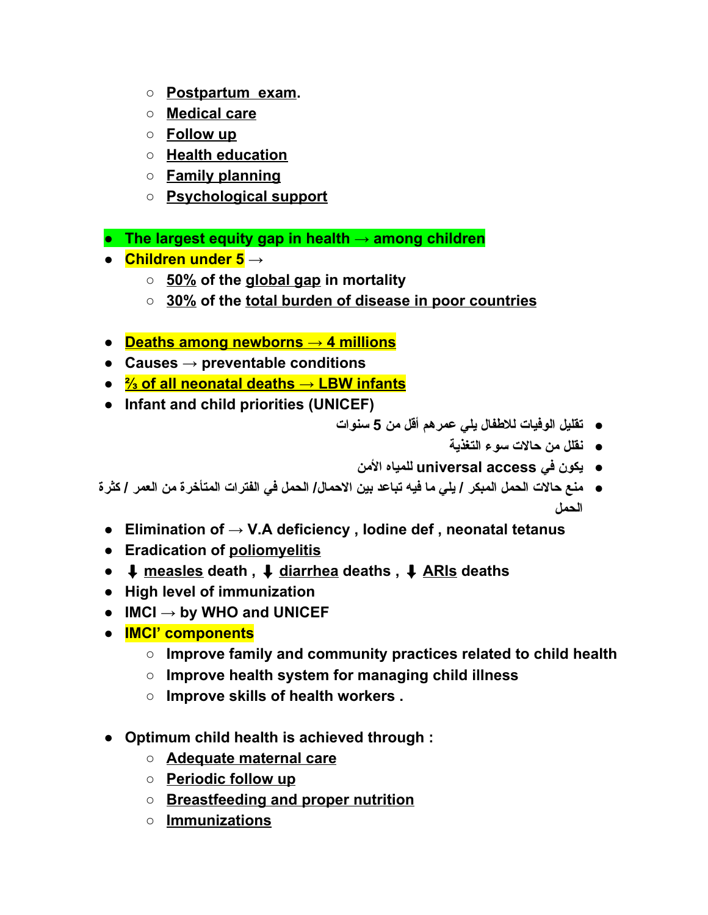- **Postpartum exam**.
   - **Medical care**
   - **Follow up**
   - **Health education**
   - **Family planning**
   - **Psychological support**

- **The largest equity gap in health → among children**
- **Children under 5 →**
  - **50% of the global gap in mortality**
  - **30% of the total burden of disease in poor countries**

- **Deaths among newborns → 4 millions**
- **Causes → preventable conditions**
- **⅔ of all neonatal deaths → LBW infants**
- **Infant and child priorities (UNICEF)**
  - تقليل الوفيات للاطفال يلي عمرهم أقل من 5 سنوات
  - نقلل من حالات سوء التغذية
  - يكون في universal access للمياه الأمن
  - منع حالات الحمل المبكر / يلي ما فيه تباعد بين الاحمال/ الحمل في الفترات المتأخرة من العمر / كثرة الحمل
- **Elimination of → V.A deficiency , Iodine def , neonatal tetanus**
- **Eradication of poliomyelitis**
- **⬇ measles death , ⬇ diarrhea deaths , ⬇ ARIs deaths**
- **High level of immunization**
- **IMCI → by WHO and UNICEF**
- **IMCI' components**
  - **Improve family and community practices related to child health**
  - **Improve health system for managing child illness**
  - **Improve skills of health workers .**

- **Optimum child health is achieved through :**
  - **Adequate maternal care**
  - **Periodic follow up**
  - **Breastfeeding and proper nutrition**
  - **Immunizations**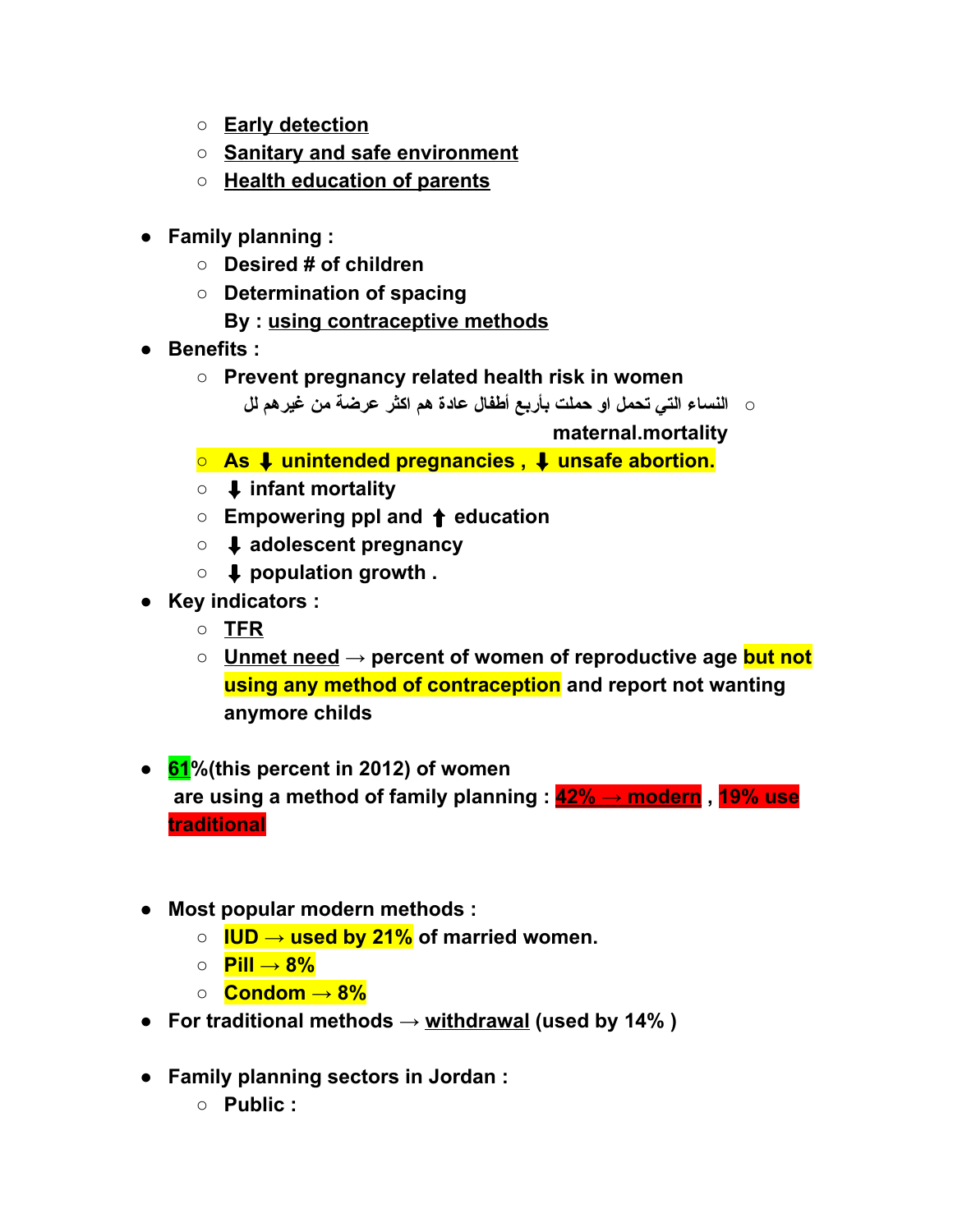- <u>Early detection</u>
- <u>Sanitary and safe environment</u>
- <u>Health education of parents</u>

- **Family planning :**
  - **Desired # of children**
  - **Determination of spacing**

    **By : <u>using contraceptive methods</u>**
- **Benefits :**
  - **Prevent pregnancy related health risk in women**
    - النساء التي تحمل او حملت بأربع أطفال عادة هم اكثر عرضة من غيرهم لل **maternal.mortality**
  - **As ⬇ unintended pregnancies , ⬇ unsafe abortion.**
  - **⬇ infant mortality**
  - **Empowering ppl and ⬆ education**
  - **⬇ adolescent pregnancy**
  - **⬇ population growth .**
- **Key indicators :**
  - **<u>TFR</u>**
  - **<u>Unmet need</u> → percent of women of reproductive age but not using any method of contraception and report not wanting anymore childs**

- **<u>61</u>%(this percent in 2012) of women are using a method of family planning : <u>42% → modern</u> , 19% use traditional**

- **Most popular modern methods :**
  - **IUD → used by 21% of married women.**
  - **Pill → 8%**
  - **Condom → 8%**
- **For traditional methods → <u>withdrawal</u> (used by 14% )**

- **Family planning sectors in Jordan :**
  - **Public :**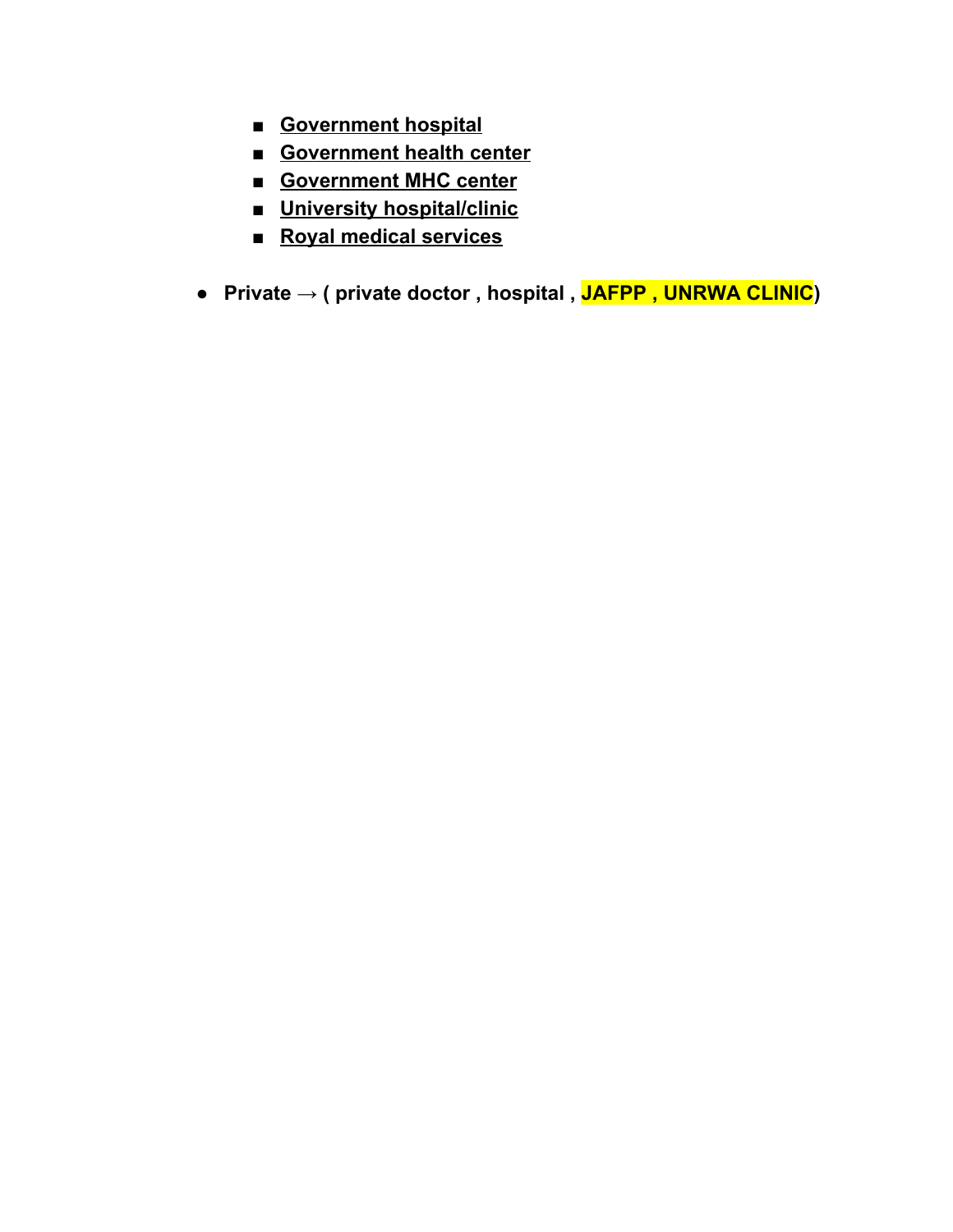- **<u>Government hospital</u>**
    - **<u>Government health center</u>**
    - **<u>Government MHC center</u>**
    - **<u>University hospital/clinic</u>**
    - **<u>Royal medical services</u>**

- **Private → ( private doctor , hospital , JAFPP , UNRWA CLINIC)**